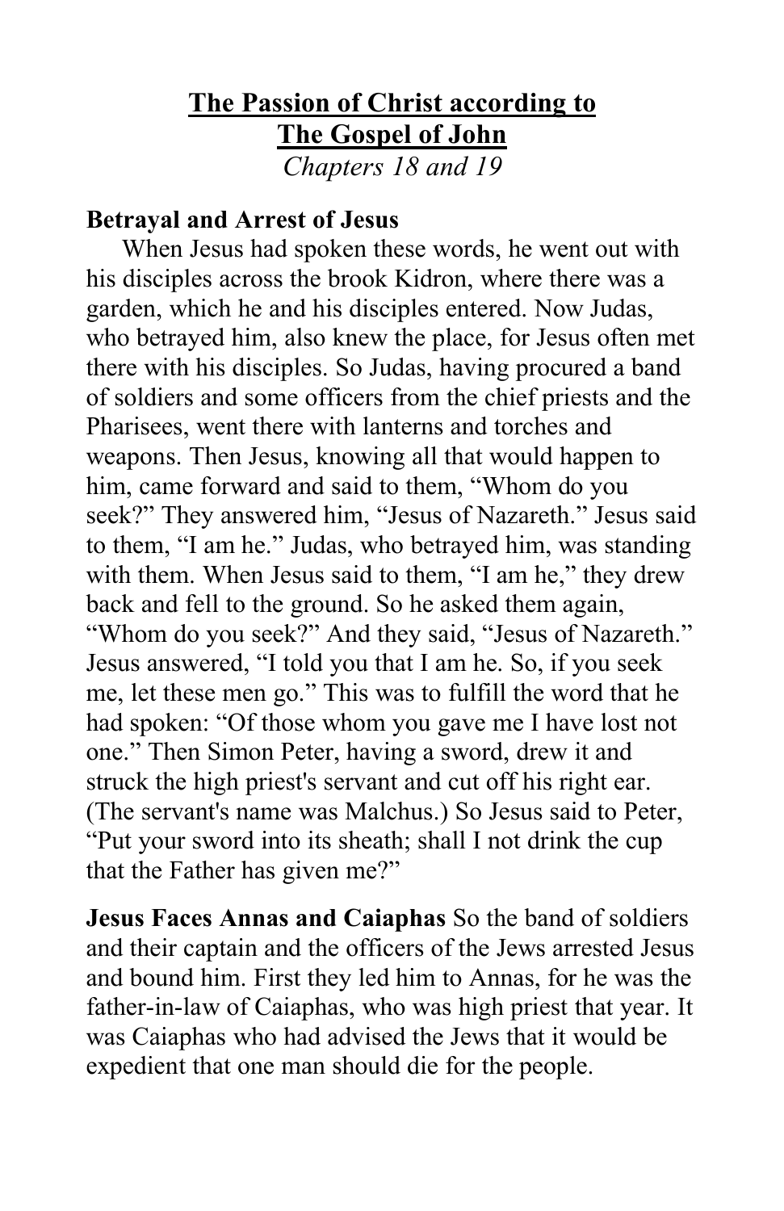# The Passion of Christ according to The Gospel of John

*Chapters 18 and 19*

**Betrayal and Arrest of Jesus**

When Jesus had spoken these words, he went out with his disciples across the brook Kidron, where there was a garden, which he and his disciples entered. Now Judas, who betrayed him, also knew the place, for Jesus often met there with his disciples. So Judas, having procured a band of soldiers and some officers from the chief priests and the Pharisees, went there with lanterns and torches and weapons. Then Jesus, knowing all that would happen to him, came forward and said to them, "Whom do you seek?" They answered him, "Jesus of Nazareth." Jesus said to them, "I am he." Judas, who betrayed him, was standing with them. When Jesus said to them, "I am he," they drew back and fell to the ground. So he asked them again, "Whom do you seek?" And they said, "Jesus of Nazareth." Jesus answered, "I told you that I am he. So, if you seek me, let these men go." This was to fulfill the word that he had spoken: "Of those whom you gave me I have lost not one." Then Simon Peter, having a sword, drew it and struck the high priest's servant and cut off his right ear. (The servant's name was Malchus.) So Jesus said to Peter, "Put your sword into its sheath; shall I not drink the cup that the Father has given me?"

**Jesus Faces Annas and Caiaphas** So the band of soldiers and their captain and the officers of the Jews arrested Jesus and bound him. First they led him to Annas, for he was the father-in-law of Caiaphas, who was high priest that year. It was Caiaphas who had advised the Jews that it would be expedient that one man should die for the people.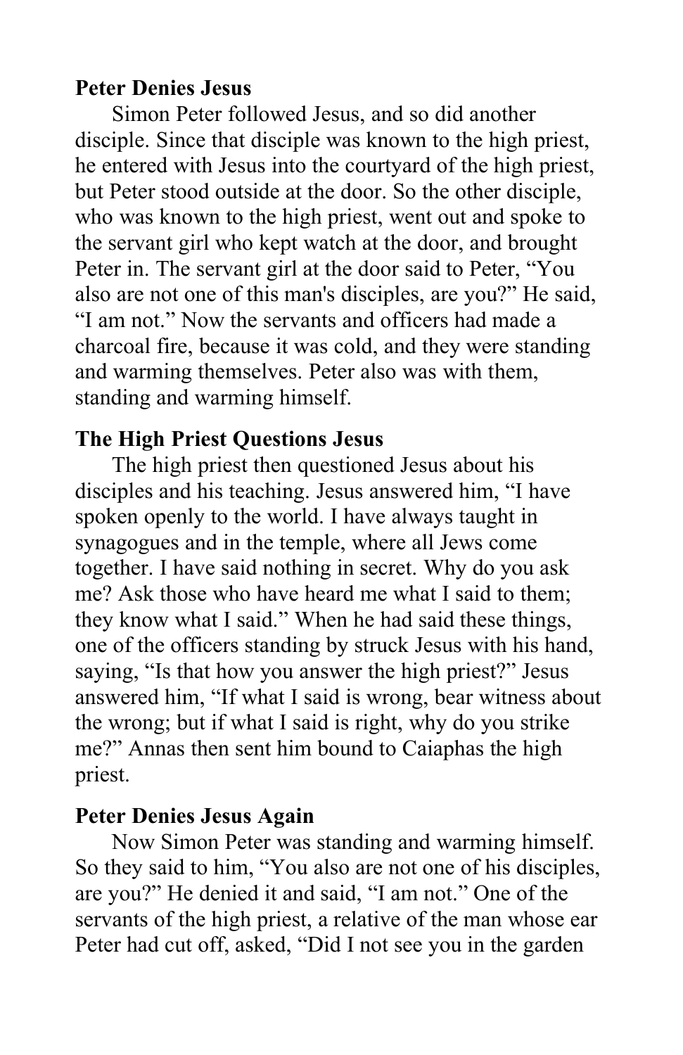**Peter Denies Jesus**

Simon Peter followed Jesus, and so did another disciple. Since that disciple was known to the high priest, he entered with Jesus into the courtyard of the high priest, but Peter stood outside at the door. So the other disciple, who was known to the high priest, went out and spoke to the servant girl who kept watch at the door, and brought Peter in. The servant girl at the door said to Peter, “You also are not one of this man's disciples, are you?” He said, “I am not.” Now the servants and officers had made a charcoal fire, because it was cold, and they were standing and warming themselves. Peter also was with them, standing and warming himself.

**The High Priest Questions Jesus**

The high priest then questioned Jesus about his disciples and his teaching. Jesus answered him, “I have spoken openly to the world. I have always taught in synagogues and in the temple, where all Jews come together. I have said nothing in secret. Why do you ask me? Ask those who have heard me what I said to them; they know what I said.” When he had said these things, one of the officers standing by struck Jesus with his hand, saying, “Is that how you answer the high priest?” Jesus answered him, “If what I said is wrong, bear witness about the wrong; but if what I said is right, why do you strike me?” Annas then sent him bound to Caiaphas the high priest.

**Peter Denies Jesus Again**

Now Simon Peter was standing and warming himself. So they said to him, “You also are not one of his disciples, are you?” He denied it and said, “I am not.” One of the servants of the high priest, a relative of the man whose ear Peter had cut off, asked, “Did I not see you in the garden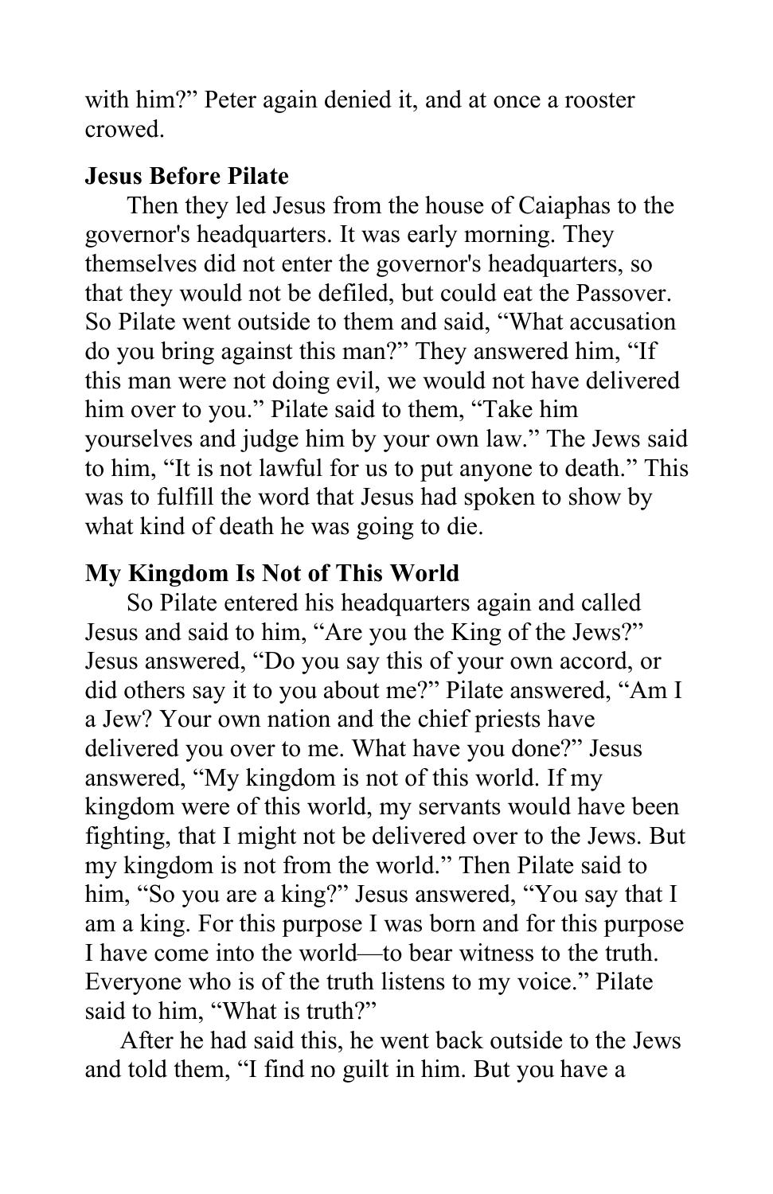with him?" Peter again denied it, and at once a rooster crowed.

**Jesus Before Pilate**

Then they led Jesus from the house of Caiaphas to the governor's headquarters. It was early morning. They themselves did not enter the governor's headquarters, so that they would not be defiled, but could eat the Passover. So Pilate went outside to them and said, "What accusation do you bring against this man?" They answered him, "If this man were not doing evil, we would not have delivered him over to you." Pilate said to them, "Take him yourselves and judge him by your own law." The Jews said to him, "It is not lawful for us to put anyone to death." This was to fulfill the word that Jesus had spoken to show by what kind of death he was going to die.

**My Kingdom Is Not of This World**

So Pilate entered his headquarters again and called Jesus and said to him, "Are you the King of the Jews?" Jesus answered, "Do you say this of your own accord, or did others say it to you about me?" Pilate answered, "Am I a Jew? Your own nation and the chief priests have delivered you over to me. What have you done?" Jesus answered, "My kingdom is not of this world. If my kingdom were of this world, my servants would have been fighting, that I might not be delivered over to the Jews. But my kingdom is not from the world." Then Pilate said to him, "So you are a king?" Jesus answered, "You say that I am a king. For this purpose I was born and for this purpose I have come into the world—to bear witness to the truth. Everyone who is of the truth listens to my voice." Pilate said to him, "What is truth?"

After he had said this, he went back outside to the Jews and told them, "I find no guilt in him. But you have a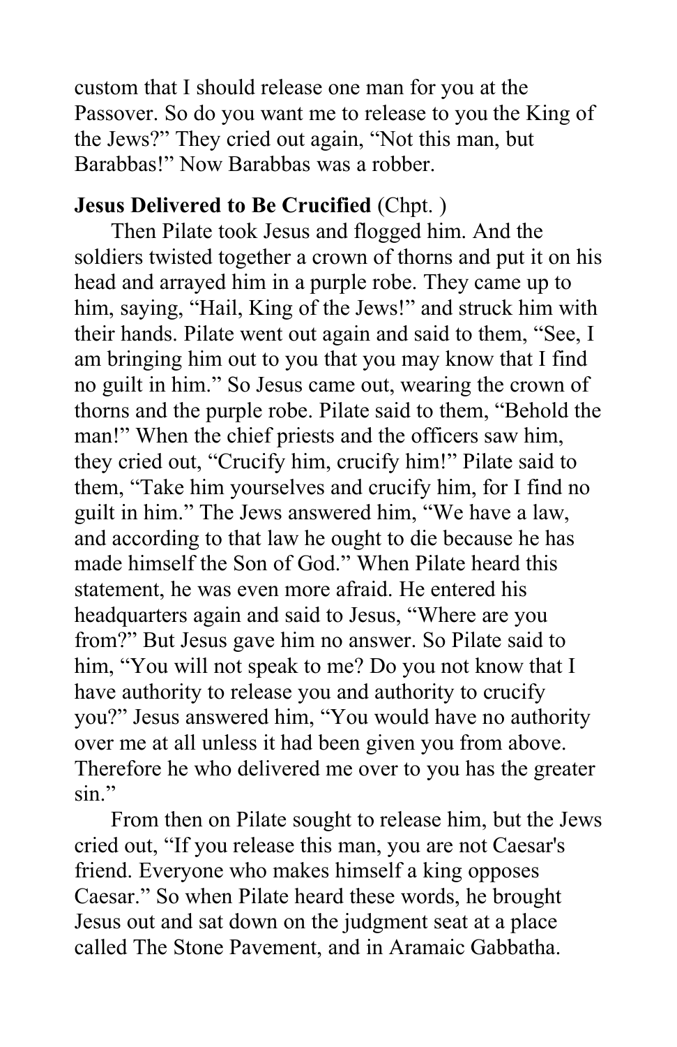custom that I should release one man for you at the Passover. So do you want me to release to you the King of the Jews?" They cried out again, "Not this man, but Barabbas!" Now Barabbas was a robber.

**Jesus Delivered to Be Crucified** (Chpt. )

Then Pilate took Jesus and flogged him. And the soldiers twisted together a crown of thorns and put it on his head and arrayed him in a purple robe. They came up to him, saying, "Hail, King of the Jews!" and struck him with their hands. Pilate went out again and said to them, "See, I am bringing him out to you that you may know that I find no guilt in him." So Jesus came out, wearing the crown of thorns and the purple robe. Pilate said to them, "Behold the man!" When the chief priests and the officers saw him, they cried out, "Crucify him, crucify him!" Pilate said to them, "Take him yourselves and crucify him, for I find no guilt in him." The Jews answered him, "We have a law, and according to that law he ought to die because he has made himself the Son of God." When Pilate heard this statement, he was even more afraid. He entered his headquarters again and said to Jesus, "Where are you from?" But Jesus gave him no answer. So Pilate said to him, "You will not speak to me? Do you not know that I have authority to release you and authority to crucify you?" Jesus answered him, "You would have no authority over me at all unless it had been given you from above. Therefore he who delivered me over to you has the greater sin."

From then on Pilate sought to release him, but the Jews cried out, "If you release this man, you are not Caesar's friend. Everyone who makes himself a king opposes Caesar." So when Pilate heard these words, he brought Jesus out and sat down on the judgment seat at a place called The Stone Pavement, and in Aramaic Gabbatha.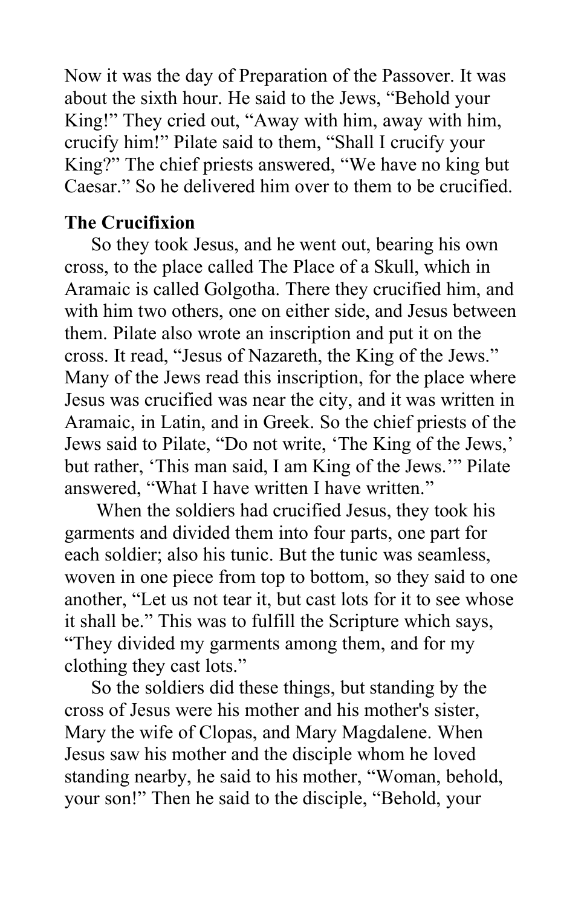Now it was the day of Preparation of the Passover. It was about the sixth hour. He said to the Jews, “Behold your King!” They cried out, “Away with him, away with him, crucify him!” Pilate said to them, “Shall I crucify your King?” The chief priests answered, “We have no king but Caesar.” So he delivered him over to them to be crucified.

**The Crucifixion**

So they took Jesus, and he went out, bearing his own cross, to the place called The Place of a Skull, which in Aramaic is called Golgotha. There they crucified him, and with him two others, one on either side, and Jesus between them. Pilate also wrote an inscription and put it on the cross. It read, “Jesus of Nazareth, the King of the Jews.” Many of the Jews read this inscription, for the place where Jesus was crucified was near the city, and it was written in Aramaic, in Latin, and in Greek. So the chief priests of the Jews said to Pilate, “Do not write, ‘The King of the Jews,’ but rather, ‘This man said, I am King of the Jews.’” Pilate answered, “What I have written I have written.”

When the soldiers had crucified Jesus, they took his garments and divided them into four parts, one part for each soldier; also his tunic. But the tunic was seamless, woven in one piece from top to bottom, so they said to one another, “Let us not tear it, but cast lots for it to see whose it shall be.” This was to fulfill the Scripture which says, “They divided my garments among them, and for my clothing they cast lots.”

So the soldiers did these things, but standing by the cross of Jesus were his mother and his mother's sister, Mary the wife of Clopas, and Mary Magdalene. When Jesus saw his mother and the disciple whom he loved standing nearby, he said to his mother, “Woman, behold, your son!” Then he said to the disciple, “Behold, your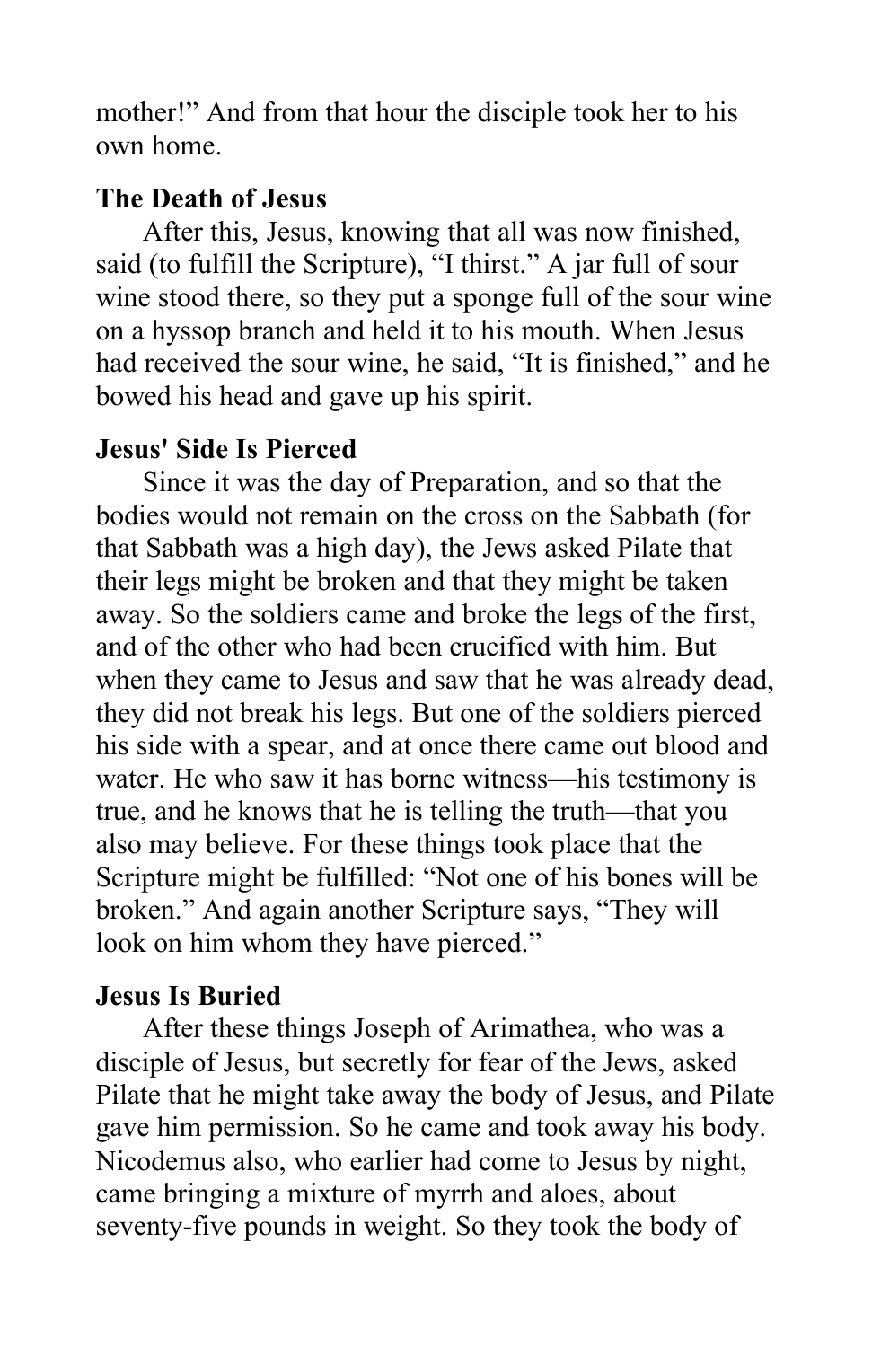mother!” And from that hour the disciple took her to his own home.

**The Death of Jesus**

After this, Jesus, knowing that all was now finished, said (to fulfill the Scripture), “I thirst.” A jar full of sour wine stood there, so they put a sponge full of the sour wine on a hyssop branch and held it to his mouth. When Jesus had received the sour wine, he said, “It is finished,” and he bowed his head and gave up his spirit.

**Jesus' Side Is Pierced**

Since it was the day of Preparation, and so that the bodies would not remain on the cross on the Sabbath (for that Sabbath was a high day), the Jews asked Pilate that their legs might be broken and that they might be taken away. So the soldiers came and broke the legs of the first, and of the other who had been crucified with him. But when they came to Jesus and saw that he was already dead, they did not break his legs. But one of the soldiers pierced his side with a spear, and at once there came out blood and water. He who saw it has borne witness—his testimony is true, and he knows that he is telling the truth—that you also may believe. For these things took place that the Scripture might be fulfilled: “Not one of his bones will be broken.” And again another Scripture says, “They will look on him whom they have pierced.”

**Jesus Is Buried**

After these things Joseph of Arimathea, who was a disciple of Jesus, but secretly for fear of the Jews, asked Pilate that he might take away the body of Jesus, and Pilate gave him permission. So he came and took away his body. Nicodemus also, who earlier had come to Jesus by night, came bringing a mixture of myrrh and aloes, about seventy-five pounds in weight. So they took the body of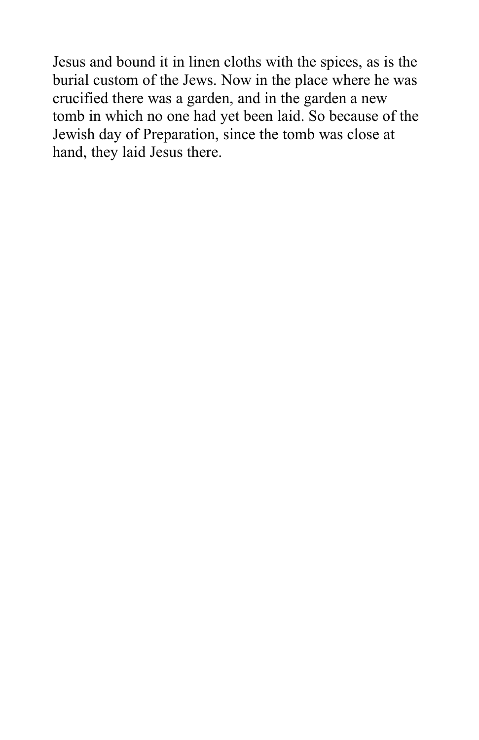Jesus and bound it in linen cloths with the spices, as is the burial custom of the Jews. Now in the place where he was crucified there was a garden, and in the garden a new tomb in which no one had yet been laid. So because of the Jewish day of Preparation, since the tomb was close at hand, they laid Jesus there.